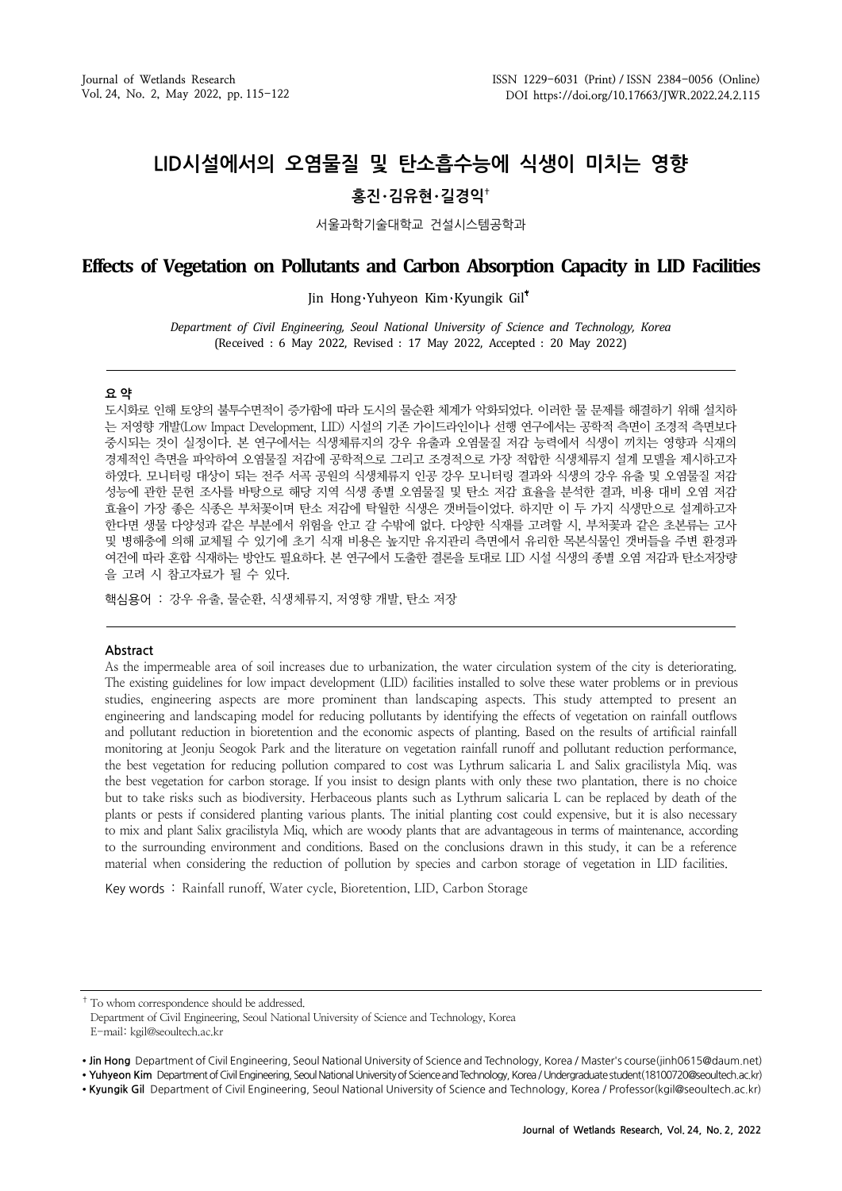# LID시설에서의 오염물질 및 탄소흡수능에 식생이 미치는 영향

**홍진·김유현·길경익†**

서울과학기술대학교 건설시스템공학과

# Effects of Vegetation on Pollutants and Carbon Absorption Capacity in LID Facilities

Jin Hong·Yuhyeon Kim·Kyungik Gil†

*Department of Civil Engineering, Seoul National University of Science and Technology, Korea*
(Received : 6 May 2022, Revised : 17 May 2022, Accepted : 20 May 2022)

## 요 약

도시화로 인해 토양의 불투수면적이 증가함에 따라 도시의 물순환 체계가 악화되었다. 이러한 물 문제를 해결하기 위해 설치하는 저영향 개발(Low Impact Development, LID) 시설의 기존 가이드라인이나 선행 연구에서는 공학적 측면이 조경적 측면보다 중시되는 것이 실정이다. 본 연구에서는 식생체류지의 강우 유출과 오염물질 저감 능력에서 식생이 끼치는 영향과 식재의 경제적인 측면을 파악하여 오염물질 저감에 공학적으로 그리고 조경적으로 가장 적합한 식생체류지 설계 모델을 제시하고자 하였다. 모니터링 대상이 되는 전주 서곡 공원의 식생체류지 인공 강우 모니터링 결과와 식생의 강우 유출 및 오염물질 저감 성능에 관한 문헌 조사를 바탕으로 해당 지역 식생 종별 오염물질 및 탄소 저감 효율을 분석한 결과, 비용 대비 오염 저감 효율이 가장 좋은 식종은 부처꽃이며 탄소 저감에 탁월한 식생은 갯버들이었다. 하지만 이 두 가지 식생만으로 설계하고자 한다면 생물 다양성과 같은 부분에서 위험을 안고 갈 수밖에 없다. 다양한 식재를 고려할 시, 부처꽃과 같은 초본류는 고사 및 병해충에 의해 교체될 수 있기에 초기 식재 비용은 높지만 유지관리 측면에서 유리한 목본식물인 갯버들을 주변 환경과 여건에 따라 혼합 식재하는 방안도 필요하다. 본 연구에서 도출한 결론을 토대로 LID 시설 식생의 종별 오염 저감과 탄소저장량을 고려 시 참고자료가 될 수 있다.

핵심용어 : 강우 유출, 물순환, 식생체류지, 저영향 개발, 탄소 저장

## Abstract

As the impermeable area of soil increases due to urbanization, the water circulation system of the city is deteriorating. The existing guidelines for low impact development (LID) facilities installed to solve these water problems or in previous studies, engineering aspects are more prominent than landscaping aspects. This study attempted to present an engineering and landscaping model for reducing pollutants by identifying the effects of vegetation on rainfall outflows and pollutant reduction in bioretention and the economic aspects of planting. Based on the results of artificial rainfall monitoring at Jeonju Seogok Park and the literature on vegetation rainfall runoff and pollutant reduction performance, the best vegetation for reducing pollution compared to cost was Lythrum salicaria L and Salix gracilistyla Miq. was the best vegetation for carbon storage. If you insist to design plants with only these two plantation, there is no choice but to take risks such as biodiversity. Herbaceous plants such as Lythrum salicaria L can be replaced by death of the plants or pests if considered planting various plants. The initial planting cost could expensive, but it is also necessary to mix and plant Salix gracilistyla Miq, which are woody plants that are advantageous in terms of maintenance, according to the surrounding environment and conditions. Based on the conclusions drawn in this study, it can be a reference material when considering the reduction of pollution by species and carbon storage of vegetation in LID facilities.

Key words : Rainfall runoff, Water cycle, Bioretention, LID, Carbon Storage

---

† To whom correspondence should be addressed.
Department of Civil Engineering, Seoul National University of Science and Technology, Korea
E-mail: kgil@seoultech.ac.kr

- **Jin Hong** Department of Civil Engineering, Seoul National University of Science and Technology, Korea / Master's course(jinh0615@daum.net)
- **Yuhyeon Kim** Department of Civil Engineering, Seoul National University of Science and Technology, Korea / Undergraduate student(18100720@seoultech.ac.kr)
- **Kyungik Gil** Department of Civil Engineering, Seoul National University of Science and Technology, Korea / Professor(kgil@seoultech.ac.kr)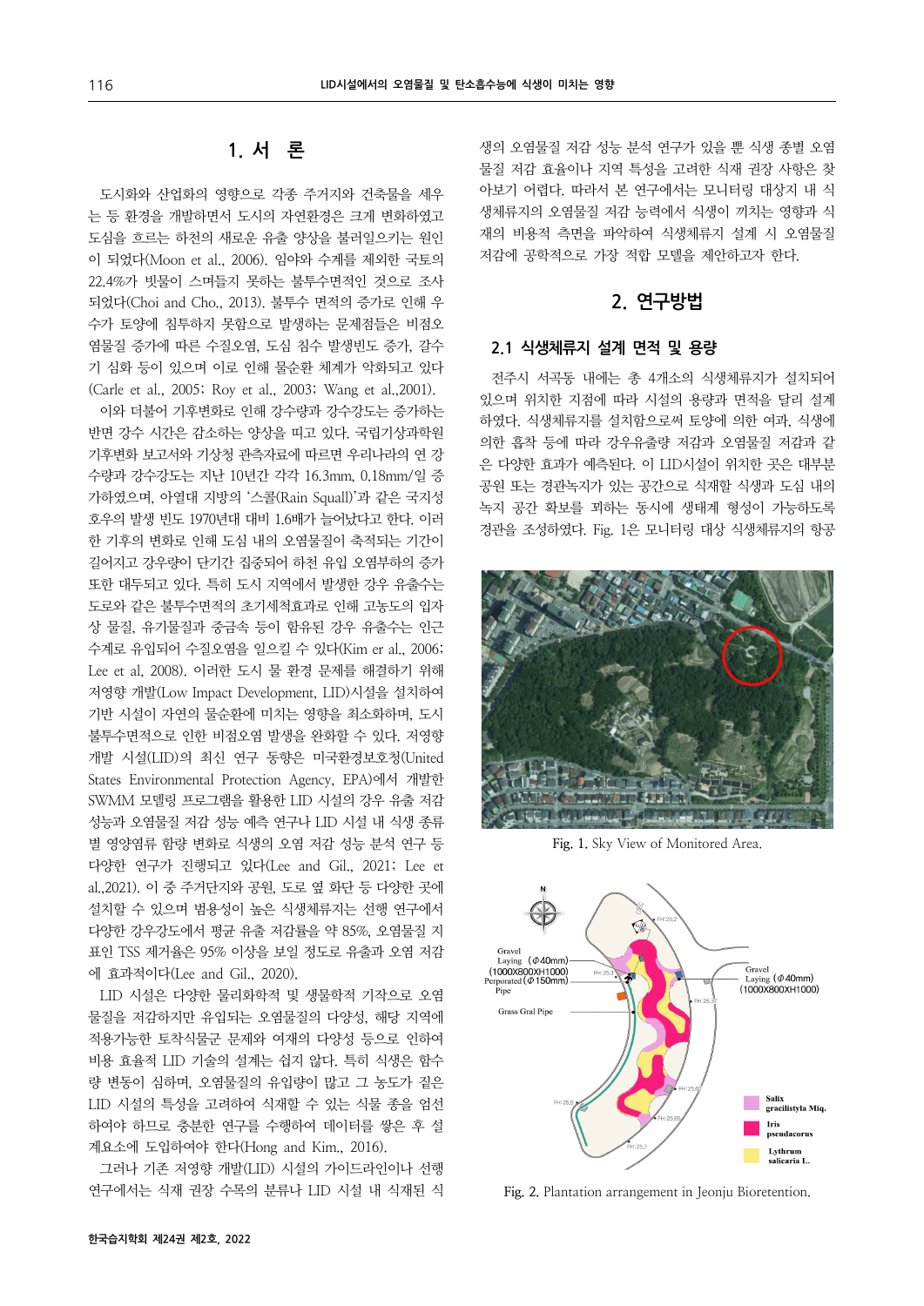## 1. 서 론

도시화와 산업화의 영향으로 각종 주거지와 건축물을 세우는 등 환경을 개발하면서 도시의 자연환경은 크게 변화하였고 도심을 흐르는 하천의 새로운 유출 양상을 불러일으키는 원인이 되었다(Moon et al., 2006). 임야와 수계를 제외한 국토의 22.4%가 빗물이 스며들지 못하는 불투수면적인 것으로 조사되었다(Choi and Cho., 2013). 불투수 면적의 증가로 인해 우수가 토양에 침투하지 못함으로 발생하는 문제점들은 비점오염물질 증가에 따른 수질오염, 도심 침수 발생빈도 증가, 갈수기 심화 등이 있으며 이로 인해 물순환 체계가 악화되고 있다(Carle et al., 2005; Roy et al., 2003; Wang et al.,2001).

이와 더불어 기후변화로 인해 강수량과 강수강도는 증가하는 반면 강수 시간은 감소하는 양상을 띠고 있다. 국립기상과학원 기후변화 보고서와 기상청 관측자료에 따르면 우리나라의 연 강수량과 강수강도는 지난 10년간 각각 16.3mm, 0.18mm/일 증가하였으며, 아열대 지방의 '스콜(Rain Squall)'과 같은 국지성 호우의 발생 빈도 1970년대 대비 1.6배가 늘어났다고 한다. 이러한 기후의 변화로 인해 도심 내의 오염물질이 축적되는 기간이 길어지고 강우량이 단기간 집중되어 하천 유입 오염부하의 증가 또한 대두되고 있다. 특히 도시 지역에서 발생한 강우 유출수는 도로와 같은 불투수면적의 초기세척효과로 인해 고농도의 입자상 물질, 유기물질과 중금속 등이 함유된 강우 유출수는 인근 수계로 유입되어 수질오염을 일으킬 수 있다(Kim er al., 2006; Lee et al, 2008). 이러한 도시 물 환경 문제를 해결하기 위해 저영향 개발(Low Impact Development, LID)시설을 설치하여 기반 시설이 자연의 물순환에 미치는 영향을 최소화하며, 도시 불투수면적으로 인한 비점오염 발생을 완화할 수 있다. 저영향 개발 시설(LID)의 최신 연구 동향은 미국환경보호청(United States Environmental Protection Agency, EPA)에서 개발한 SWMM 모델링 프로그램을 활용한 LID 시설의 강우 유출 저감 성능과 오염물질 저감 성능 예측 연구나 LID 시설 내 식생 종류별 영양염류 함량 변화로 식생의 오염 저감 성능 분석 연구 등 다양한 연구가 진행되고 있다(Lee and Gil., 2021; Lee et al.,2021). 이 중 주거단지와 공원, 도로 옆 화단 등 다양한 곳에 설치할 수 있으며 범용성이 높은 식생체류지는 선행 연구에서 다양한 강우강도에서 평균 유출 저감률을 약 85%, 오염물질 지표인 TSS 제거율은 95% 이상을 보일 정도로 유출과 오염 저감에 효과적이다(Lee and Gil., 2020).

LID 시설은 다양한 물리화학적 및 생물학적 기작으로 오염물질을 저감하지만 유입되는 오염물질의 다양성, 해당 지역에 적용가능한 토착식물군 문제와 여재의 다양성 등으로 인하여 비용 효율적 LID 기술의 설계는 쉽지 않다. 특히 식생은 함수량 변동이 심하며, 오염물질의 유입량이 많고 그 농도가 짙은 LID 시설의 특성을 고려하여 식재할 수 있는 식물 종을 엄선하여야 하므로 충분한 연구를 수행하여 데이터를 쌓은 후 설계요소에 도입하여야 한다(Hong and Kim., 2016).

그러나 기존 저영향 개발(LID) 시설의 가이드라인이나 선행 연구에서는 식재 권장 수목의 분류나 LID 시설 내 식재된 식생의 오염물질 저감 성능 분석 연구가 있을 뿐 식생 종별 오염물질 저감 효율이나 지역 특성을 고려한 식재 권장 사항은 찾아보기 어렵다. 따라서 본 연구에서는 모니터링 대상지 내 식생체류지의 오염물질 저감 능력에서 식생이 끼치는 영향과 식재의 비용적 측면을 파악하여 식생체류지 설계 시 오염물질 저감에 공학적으로 가장 적합 모델을 제안하고자 한다.

## 2. 연구방법

### 2.1 식생체류지 설계 면적 및 용량

전주시 서곡동 내에는 총 4개소의 식생체류지가 설치되어 있으며 위치한 지점에 따라 시설의 용량과 면적을 달리 설계하였다. 식생체류지를 설치함으로써 토양에 의한 여과, 식생에 의한 흡착 등에 따라 강우유출량 저감과 오염물질 저감과 같은 다양한 효과가 예측된다. 이 LID시설이 위치한 곳은 대부분 공원 또는 경관녹지가 있는 공간으로 식재할 식생과 도심 내의 녹지 공간 확보를 꾀하는 동시에 생태계 형성이 가능하도록 경관을 조성하였다. Fig. 1은 모니터링 대상 식생체류지의 항공

Fig. 1. Sky View of Monitored Area.

Fig. 2. Plantation arrangement in Jeonju Bioretention.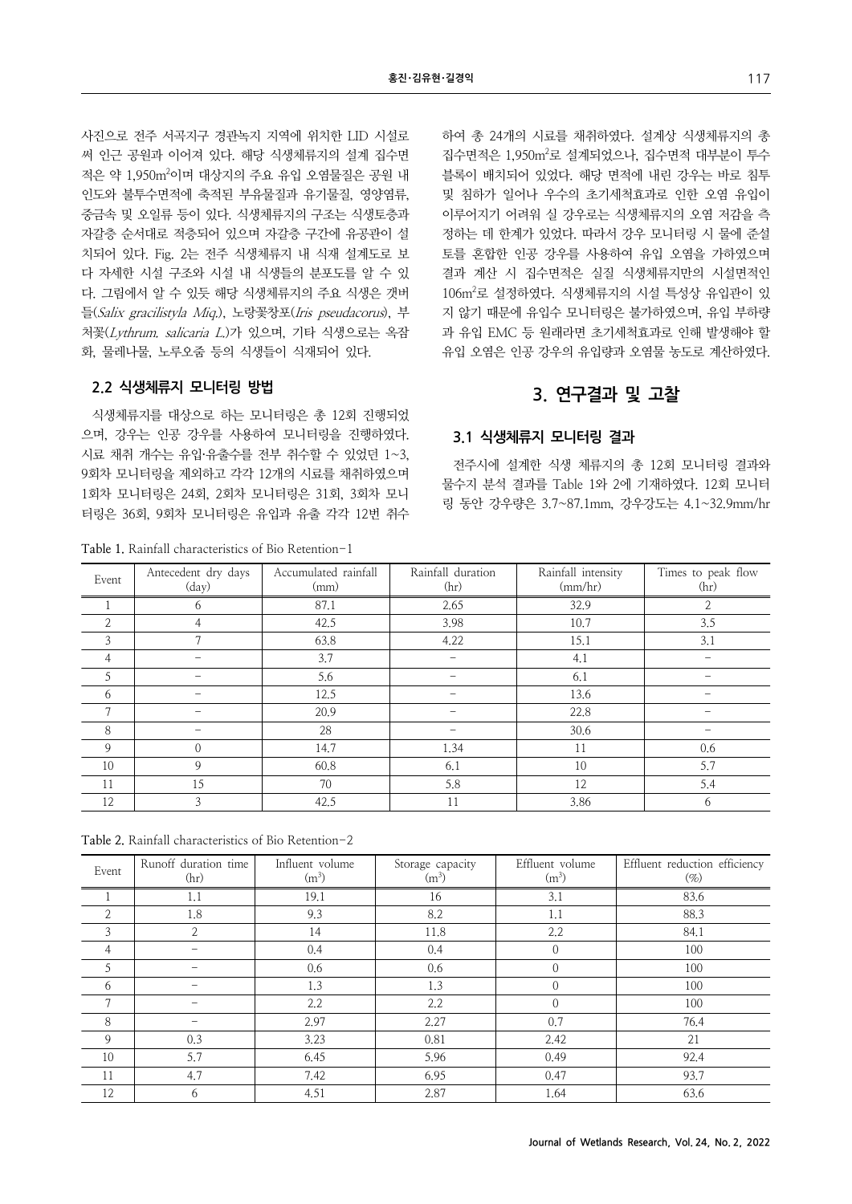사진으로 전주 서곡지구 경관녹지 지역에 위치한 LID 시설로써 인근 공원과 이어져 있다. 해당 식생체류지의 설계 집수면적은 약 1,950m$^2$이며 대상지의 주요 유입 오염물질은 공원 내 인도와 불투수면적에 축적된 부유물질과 유기물질, 영양염류, 중금속 및 오일류 등이 있다. 식생체류지의 구조는 식생토층과 자갈층 순서대로 적층되어 있으며 자갈층 구간에 유공관이 설치되어 있다. Fig. 2는 전주 식생체류지 내 식재 설계도로 보다 자세한 시설 구조와 시설 내 식생들의 분포도를 알 수 있다. 그림에서 알 수 있듯 해당 식생체류지의 주요 식생은 갯버들(*Salix gracilistyla Miq.*), 노랑꽃창포(*Iris pseudacorus*), 부처꽃(*Lythrum. salicaria L.*)가 있으며, 기타 식생으로는 옥잠화, 물레나물, 노루오줌 등의 식생들이 식재되어 있다.

## 2.2 식생체류지 모니터링 방법

식생체류지를 대상으로 하는 모니터링은 총 12회 진행되었으며, 강우는 인공 강우를 사용하여 모니터링을 진행하였다. 시료 채취 개수는 유입·유출수를 전부 취수할 수 있었던 1~3, 9회차 모니터링을 제외하고 각각 12개의 시료를 채취하였으며 1회차 모니터링은 24회, 2회차 모니터링은 31회, 3회차 모니터링은 36회, 9회차 모니터링은 유입과 유출 각각 12번 취수하여 총 24개의 시료를 채취하였다. 설계상 식생체류지의 총 집수면적은 1,950m$^2$로 설계되었으나, 집수면적 대부분이 투수블록이 배치되어 있었다. 해당 면적에 내린 강우는 바로 침투 및 침하가 일어나 우수의 초기세척효과로 인한 오염 유입이 이루어지기 어려워 실 강우로는 식생체류지의 오염 저감을 측정하는 데 한계가 있었다. 따라서 강우 모니터링 시 물에 준설토를 혼합한 인공 강우를 사용하여 유입 오염을 가하였으며 결과 계산 시 집수면적은 실질 식생체류지만의 시설면적인 106m$^2$로 설정하였다. 식생체류지의 시설 특성상 유입관이 있지 않기 때문에 유입수 모니터링은 불가하였으며, 유입 부하량과 유입 EMC 등 원래라면 초기세척효과로 인해 발생해야 할 유입 오염은 인공 강우의 유입량과 오염물 농도로 계산하였다.

# 3. 연구결과 및 고찰

## 3.1 식생체류지 모니터링 결과

전주시에 설계한 식생 체류지의 총 12회 모니터링 결과와 물수지 분석 결과를 Table 1와 2에 기재하였다. 12회 모니터링 동안 강우량은 3.7~87.1mm, 강우강도는 4.1~32.9mm/hr

Table 1. Rainfall characteristics of Bio Retention-1

| Event | Antecedent dry days (day) | Accumulated rainfall (mm) | Rainfall duration (hr) | Rainfall intensity (mm/hr) | Times to peak flow (hr) |
|---|---|---|---|---|---|
| 1 | 6 | 87.1 | 2.65 | 32.9 | 2 |
| 2 | 4 | 42.5 | 3.98 | 10.7 | 3.5 |
| 3 | 7 | 63.8 | 4.22 | 15.1 | 3.1 |
| 4 | - | 3.7 | - | 4.1 | - |
| 5 | - | 5.6 | - | 6.1 | - |
| 6 | - | 12.5 | - | 13.6 | - |
| 7 | - | 20.9 | - | 22.8 | - |
| 8 | - | 28 | - | 30.6 | - |
| 9 | 0 | 14.7 | 1.34 | 11 | 0.6 |
| 10 | 9 | 60.8 | 6.1 | 10 | 5.7 |
| 11 | 15 | 70 | 5.8 | 12 | 5.4 |
| 12 | 3 | 42.5 | 11 | 3.86 | 6 |

Table 2. Rainfall characteristics of Bio Retention-2

| Event | Runoff duration time (hr) | Influent volume (m$^3$) | Storage capacity (m$^3$) | Effluent volume (m$^3$) | Effluent reduction efficiency (%) |
|---|---|---|---|---|---|
| 1 | 1.1 | 19.1 | 16 | 3.1 | 83.6 |
| 2 | 1.8 | 9.3 | 8.2 | 1.1 | 88.3 |
| 3 | 2 | 14 | 11.8 | 2.2 | 84.1 |
| 4 | - | 0.4 | 0.4 | 0 | 100 |
| 5 | - | 0.6 | 0.6 | 0 | 100 |
| 6 | - | 1.3 | 1.3 | 0 | 100 |
| 7 | - | 2.2 | 2.2 | 0 | 100 |
| 8 | - | 2.97 | 2.27 | 0.7 | 76.4 |
| 9 | 0.3 | 3.23 | 0.81 | 2.42 | 21 |
| 10 | 5.7 | 6.45 | 5.96 | 0.49 | 92.4 |
| 11 | 4.7 | 7.42 | 6.95 | 0.47 | 93.7 |
| 12 | 6 | 4.51 | 2.87 | 1.64 | 63.6 |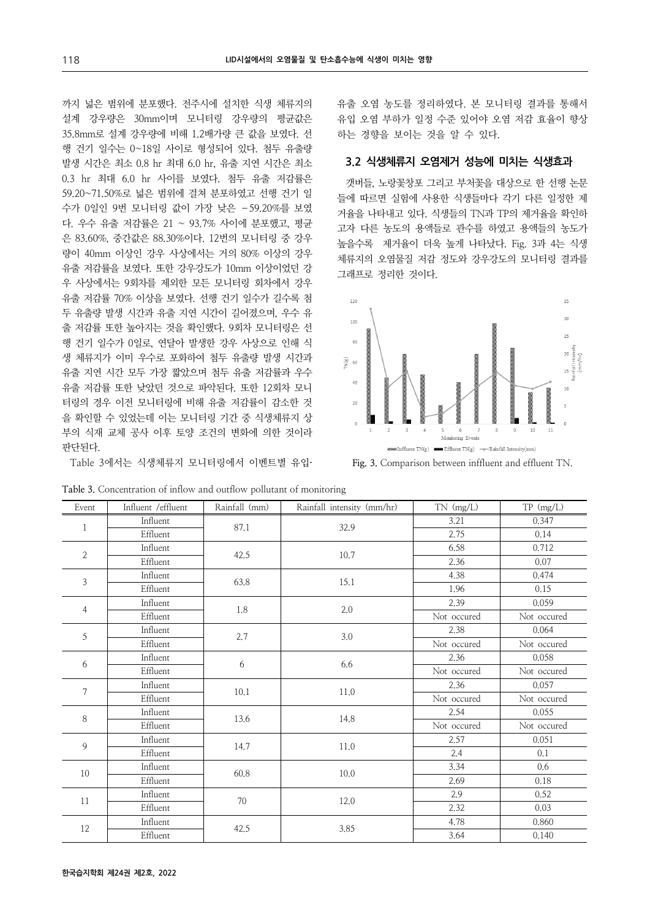까지 넓은 범위에 분포했다. 전주시에 설치한 식생 체류지의 설계 강우량은 30mm이며 모니터링 강우량의 평균값은 35.8mm로 설계 강우량에 비해 1.2배가량 큰 값을 보였다. 선행 건기 일수는 0~18일 사이로 형성되어 있다. 첨두 유출량 발생 시간은 최소 0.8 hr 최대 6.0 hr, 유출 지연 시간은 최소 0.3 hr 최대 6.0 hr 사이를 보였다. 첨두 유출 저감률은 59.20~71.50%로 넓은 범위에 걸쳐 분포하였고 선행 건기 일수가 0일인 9번 모니터링 값이 가장 낮은 −59.20%를 보였다. 우수 유출 저감률은 21 ~ 93.7% 사이에 분포했고, 평균은 83.60%, 중간값은 88.30%이다. 12번의 모니터링 중 강우량이 40mm 이상인 강우 사상에서는 거의 80% 이상의 강우 유출 저감률을 보였다. 또한 강우강도가 10mm 이상이었던 강우 사상에서는 9회차를 제외한 모든 모니터링 회차에서 강우 유출 저감률 70% 이상을 보였다. 선행 건기 일수가 길수록 첨두 유출량 발생 시간과 유출 지연 시간이 길어졌으며, 우수 유출 저감률 또한 높아지는 것을 확인했다. 9회차 모니터링은 선행 건기 일수가 0일로, 연달아 발생한 강우 사상으로 인해 식생 체류지가 이미 우수로 포화하여 첨두 유출량 발생 시간과 유출 지연 시간 모두 가장 짧았으며 첨두 유출 저감률과 우수 유출 저감률 또한 낮았던 것으로 파악된다. 또한 12회차 모니터링의 경우 이전 모니터링에 비해 유출 저감률이 감소한 것을 확인할 수 있었는데 이는 모니터링 기간 중 식생체류지 상부의 식재 교체 공사 이후 토양 조건의 변화에 의한 것이라 판단된다.

Table 3에서는 식생체류지 모니터링에서 이벤트별 유입·유출 오염 농도를 정리하였다. 본 모니터링 결과를 통해서 유입 오염 부하가 일정 수준 있어야 오염 저감 효율이 향상하는 경향을 보이는 것을 알 수 있다.

### 3.2 식생체류지 오염제거 성능에 미치는 식생효과

갯버들, 노랑꽃창포 그리고 부처꽃을 대상으로 한 선행 논문들에 따르면 실험에 사용한 식생들마다 각기 다른 일정한 제거율을 나타내고 있다. 식생들의 TN과 TP의 제거율을 확인하고자 다른 농도의 용액들로 관수를 하였고 용액들의 농도가 높을수록 제거율이 더욱 높게 나타났다. Fig. 3과 4는 식생체류지의 오염물질 저감 정도와 강우강도의 모니터링 결과를 그래프로 정리한 것이다.

Fig. 3. Comparison between influent and effluent TN.

Table 3. Concentration of inflow and outflow pollutant of monitoring

| Event | Influent /effluent | Rainfall (mm) | Rainfall intensity (mm/hr) | TN (mg/L) | TP (mg/L) |
|---|---|---|---|---|---|
| 1 | Influent | 87.1 | 32.9 | 3.21 | 0.347 |
| | Effluent | | | 2.75 | 0.14 |
| 2 | Influent | 42.5 | 10.7 | 6.58 | 0.712 |
| | Effluent | | | 2.36 | 0.07 |
| 3 | Influent | 63.8 | 15.1 | 4.38 | 0.474 |
| | Effluent | | | 1.96 | 0.15 |
| 4 | Influent | 1.8 | 2.0 | 2.39 | 0.059 |
| | Effluent | | | Not occured | Not occured |
| 5 | Influent | 2.7 | 3.0 | 2.38 | 0.064 |
| | Effluent | | | Not occured | Not occured |
| 6 | Influent | 6 | 6.6 | 2.36 | 0.058 |
| | Effluent | | | Not occured | Not occured |
| 7 | Influent | 10.1 | 11.0 | 2.36 | 0.057 |
| | Effluent | | | Not occured | Not occured |
| 8 | Influent | 13.6 | 14.8 | 2.54 | 0.055 |
| | Effluent | | | Not occured | Not occured |
| 9 | Influent | 14.7 | 11.0 | 2.57 | 0.051 |
| | Effluent | | | 2.4 | 0.1 |
| 10 | Influent | 60.8 | 10.0 | 3.34 | 0.6 |
| | Effluent | | | 2.69 | 0.18 |
| 11 | Influent | 70 | 12.0 | 2.9 | 0.52 |
| | Effluent | | | 2.32 | 0.03 |
| 12 | Influent | 42.5 | 3.85 | 4.78 | 0.860 |
| | Effluent | | | 3.64 | 0.140 |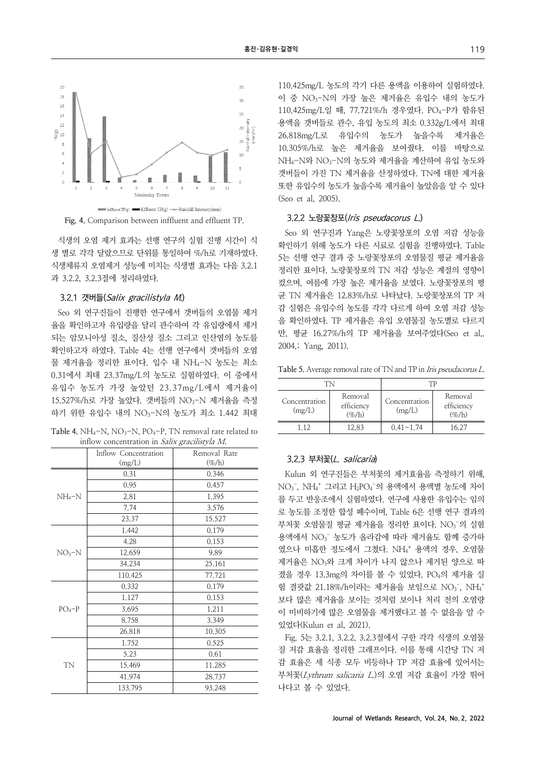Fig. 4. Comparison between inffluent and effluent TP.

식생의 오염 제거 효과는 선행 연구의 실험 진행 시간이 식생 별로 각각 달랐으므로 단위를 통일하여 %/h로 기재하였다. 식생체류지 오염제거 성능에 미치는 식생별 효과는 다음 3.2.1과 3.2.2, 3.2.3절에 정리하였다.

### 3.2.1 갯버들(*Salix gracilistyla M.*)

Seo 외 연구진들이 진행한 연구에서 갯버들의 오염물 제거율을 확인하고자 유입량을 달리 관수하여 각 유입량에서 제거되는 암모니아성 질소, 질산성 질소 그리고 인산염의 농도를 확인하고자 하였다. Table 4는 선행 연구에서 갯버들의 오염물 제거율을 정리한 표이다. 입수 내 $NH_4$-N 농도는 최소 0.31에서 최대 23.37mg/L의 농도로 실험하였다. 이 중에서 유입수 농도가 가장 높았던 23.37mg/L에서 제거율이 15.527%/h로 가장 높았다. 갯버들의 $NO_3$-N 제거율을 측정하기 위한 유입수 내의 $NO_3$-N의 농도가 최소 1.442 최대 110.425mg/L 농도의 각기 다른 용액을 이용하여 실험하였다. 이 중 $NO_3$-N의 가장 높은 제거율은 유입수 내의 농도가 110.425mg/L일 때, 77.721%/h 경우였다. $PO_4$-P가 함유된 용액을 갯버들로 관수, 유입 농도의 최소 0.332g/L에서 최대 26.818mg/L로 유입수의 농도가 높을수록 제거율은 10.305%/h로 높은 제거율을 보여줬다. 이를 바탕으로 $NH_4$-N와 $NO_3$-N의 농도와 제거율을 계산하여 유입 농도와 갯버들이 가진 TN 제거율을 산정하였다. TN에 대한 제거율 또한 유입수의 농도가 높을수록 제거율이 높았음을 알 수 있다 (Seo et al, 2005).

Table 4. $NH_4$-N, $NO_3$-N, $PO_4$-P, TN removal rate related to inflow concentration in *Salix gracilistyla M.*

| | Inflow Concentration (mg/L) | Removal Rate (%/h) |
|---|---|---|
| $NH_4$-N | 0.31 | 0.346 |
| | 0.95 | 0.457 |
| | 2.81 | 1.395 |
| | 7.74 | 3.576 |
| | 23.37 | 15.527 |
| $NO_3$-N | 1.442 | 0.179 |
| | 4.28 | 0.153 |
| | 12.659 | 9.89 |
| | 34.234 | 25.161 |
| | 110.425 | 77.721 |
| $PO_4$-P | 0.332 | 0.179 |
| | 1.127 | 0.153 |
| | 3.695 | 1.211 |
| | 8.758 | 3.349 |
| | 26.818 | 10.305 |
| TN | 1.752 | 0.525 |
| | 5.23 | 0.61 |
| | 15.469 | 11.285 |
| | 41.974 | 28.737 |
| | 133.795 | 93.248 |

### 3.2.2 노랑꽃창포(*Iris pseudacorus L.*)

Seo 외 연구진과 Yang은 노랑꽃창포의 오염 저감 성능을 확인하기 위해 농도가 다른 시료로 실험을 진행하였다. Table 5는 선행 연구 결과 중 노랑꽃창포의 오염물질 평균 제거율을 정리한 표이다. 노랑꽃창포의 TN 저감 성능은 계절의 영향이 컸으며, 여름에 가장 높은 제거율을 보였다. 노랑꽃창포의 평균 TN 제거율은 12.83%/h로 나타났다. 노랑꽃창포의 TP 저감 실험은 유입수의 농도를 각각 다르게 하여 오염 저감 성능을 확인하였다. TP 제거율은 유입 오염물질 농도별로 다르지만, 평균 16.27%/h의 TP 제거율을 보여주었다(Seo et al,. 2004,; Yang, 2011).

Table 5. Average removal rate of TN and TP in *Iris pseudacorus L.*

| TN | | TP | |
|---|---|---|---|
| Concentration (mg/L) | Removal efficiency (%/h) | Concentration (mg/L) | Removal efficiency (%/h) |
| 1.12 | 12.83 | 0.41~1.74 | 16.27 |

### 3.2.3 부처꽃(*L. salicaria*)

Kulun 외 연구진들은 부처꽃의 제거효율을 측정하기 위해, $NO_3^-$, $NH_4^+$ 그리고 $H_2PO_4^-$의 용액에서 용액별 농도에 차이를 두고 반응조에서 실험하였다. 연구에 사용한 유입수는 임의로 농도를 조정한 합성 폐수이며, Table 6은 선행 연구 결과의 부처꽃 오염물질 평균 제거율을 정리한 표이다. $NO_3^-$의 실험 용액에서 $NO_3^-$ 농도가 올라감에 따라 제거율도 함께 증가하였으나 미흡한 정도에서 그쳤다. $NH_4^+$ 용액의 경우, 오염물 제거율은 $NO_3$와 크게 차이가 나지 않으나 제거된 양으로 따졌을 경우 13.3mg의 차이를 볼 수 있었다. $PO_4$의 제거율 실험 결괏값 21.18%/h이라는 제거율을 보임으로 $NO_3^-$, $NH_4^+$보다 많은 제거율을 보이는 것처럼 보이나 처리 전의 오염량이 미비하기에 많은 오염물을 제거했다고 볼 수 없음을 알 수 있었다(Kulun et al, 2021).

Fig. 5는 3.2.1, 3.2.2, 3.2.3절에서 구한 각각 식생의 오염물질 저감 효율을 정리한 그래프이다. 이를 통해 시간당 TN 저감 효율은 세 식종 모두 비등하나 TP 저감 효율에 있어서는 부처꽃(*Lythrum salicaria L.*)의 오염 저감 효율이 가장 뛰어나다고 볼 수 있었다.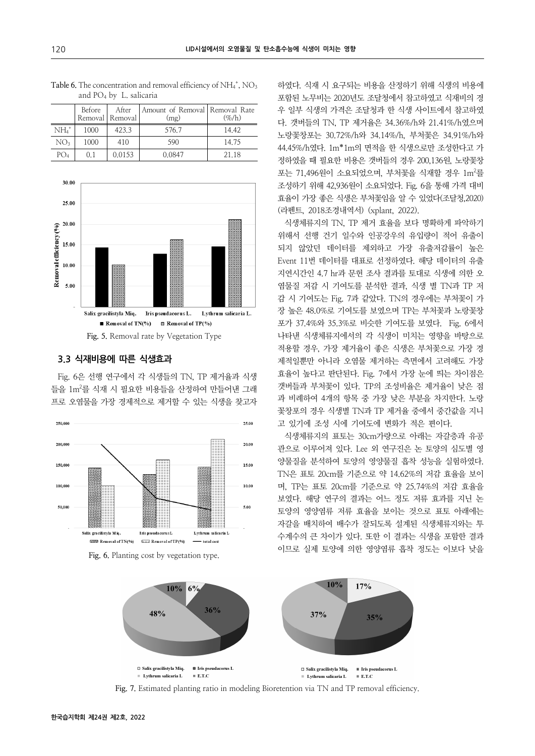Table 6. The concentration and removal efficiency of $NH_4^+$, $NO_3$ and $PO_4$ by L. salicaria

| | Before Removal | After Removal | Amount of Removal (mg) | Removal Rate (%/h) |
|---|---|---|---|---|
| $NH_4^+$ | 1000 | 423.3 | 576.7 | 14.42 |
| $NO_3$ | 1000 | 410 | 590 | 14.75 |
| $PO_4$ | 0.1 | 0.0153 | 0.0847 | 21.18 |

Fig. 5. Removal rate by Vegetation Type

### 3.3 식재비용에 따른 식생효과

Fig. 6은 선행 연구에서 각 식생들의 TN, TP 제거율과 식생들을 $1m^2$를 식재 시 필요한 비용들을 산정하여 만들어낸 그래프로 오염물을 가장 경제적으로 제거할 수 있는 식생을 찾고자 하였다. 식재 시 요구되는 비용을 산정하기 위해 식생의 비용에 포함된 노무비는 2020년도 조달청에서 참고하였고 식재비의 경우 일부 식생의 가격은 조달청과 한 식생 사이트에서 참고하였다. 갯버들의 TN, TP 제거율은 34.36%/h와 21.41%/h였으며 노랑꽃창포는 30.72%/h와 34.14%/h, 부처꽃은 34.91%/h와 44.45%/h였다. 1m*1m의 면적을 한 식생으로만 조성한다고 가정하였을 때 필요한 비용은 갯버들의 경우 200,136원, 노랑꽃창포는 71,496원이 소요되었으며, 부처꽃을 식재할 경우 $1m^2$를 조성하기 위해 42,936원이 소요되었다. Fig. 6을 통해 가격 대비 효율이 가장 좋은 식생은 부처꽃임을 알 수 있었다(조달청,2020)(라펜트, 2018조경내역서) (xplant, 2022).

Fig. 6. Planting cost by vegetation type.

식생체류지의 TN, TP 제거 효율을 보다 명확하게 파악하기 위해서 선행 건기 일수와 인공강우의 유입량이 적어 유출이 되지 않았던 데이터를 제외하고 가장 유출저감률이 높은 Event 11번 데이터를 대표로 선정하였다. 해당 데이터의 유출지연시간인 4.7 hr과 문헌 조사 결과를 토대로 식생에 의한 오염물질 저감 시 기여도를 분석한 결과, 식생 별 TN과 TP 저감 시 기여도는 Fig. 7과 같았다. TN의 경우에는 부처꽃이 가장 높은 48.0%로 기여도를 보였으며 TP는 부처꽃과 노랑꽃창포가 37.4%와 35.3%로 비슷한 기여도를 보였다. Fig. 6에서 나타낸 식생체류지에서의 각 식생이 미치는 영향을 바탕으로 적용할 경우, 가장 제거율이 좋은 식생은 부처꽃으로 가장 경제적일뿐만 아니라 오염물 제거하는 측면에서 고려해도 가장 효율이 높다고 판단된다. Fig. 7에서 가장 눈에 띄는 차이점은 갯버들과 부처꽃이 있다. TP의 조성비율은 제거율이 낮은 점과 비례하여 4개의 항목 중 가장 낮은 부분을 차지한다. 노랑꽃창포의 경우 식생별 TN과 TP 제거율 중에서 중간값을 지니고 있기에 조성 시에 기여도에 변화가 적은 편이다.

식생체류지의 표토는 30cm가량으로 아래는 자갈층과 유공관으로 이루어져 있다. Lee 외 연구진은 논 토양의 심도별 영양물질을 분석하여 토양의 영양물질 흡착 성능을 실험하였다. TN은 표토 20cm를 기준으로 약 14.62%의 저감 효율을 보이며, TP는 표토 20cm를 기준으로 약 25.74%의 저감 효율을 보였다. 해당 연구의 결과는 어느 정도 저류 효과를 지닌 논 토양의 영양염류 저류 효율을 보이는 것으로 표토 아래에는 자갈을 배치하여 배수가 잘되도록 설계된 식생체류지와는 투수계수의 큰 차이가 있다. 또한 이 결과는 식생을 포함한 결과이므로 실제 토양에 의한 영양염류 흡착 정도는 이보다 낮을

Fig. 7. Estimated planting ratio in modeling Bioretention via TN and TP removal efficiency.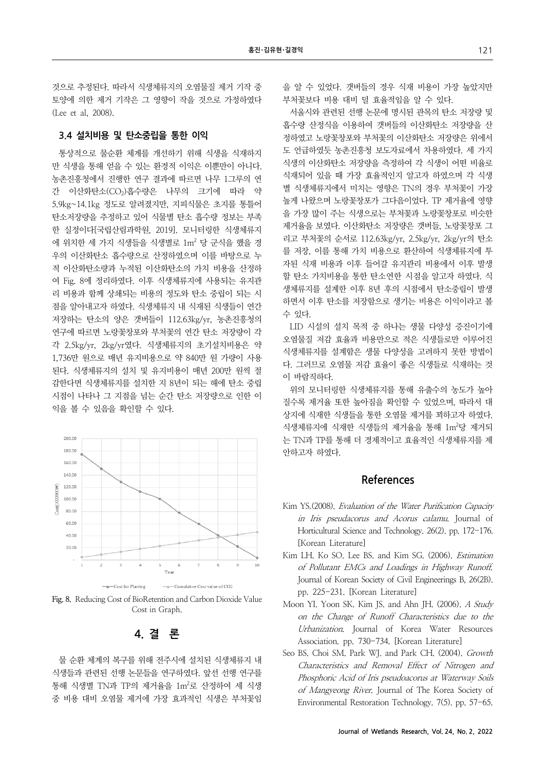것으로 추정된다. 따라서 식생체류지의 오염물질 제거 기작 중 토양에 의한 제거 기작은 그 영향이 작을 것으로 가정하였다 (Lee et al, 2008).

### 3.4 설치비용 및 탄소중립을 통한 이익

통상적으로 물순환 체계를 개선하기 위해 식생을 식재하지만 식생을 통해 얻을 수 있는 환경적 이익은 이뿐만이 아니다. 농촌진흥청에서 진행한 연구 결과에 따르면 나무 1그루의 연간 이산화탄소($CO_2$)흡수량은 나무의 크기에 따라 약 5.9kg~14.1kg 정도로 알려졌지만, 지피식물은 초지를 통틀어 탄소저장량을 추정하고 있어 식물별 탄소 흡수량 정보는 부족한 실정이다[국립산림과학원, 2019]. 모니터링한 식생체류지에 위치한 세 가지 식생들을 식생별로 $1m^2$ 당 군식을 했을 경우의 이산화탄소 흡수량으로 산정하였으며 이를 바탕으로 누적 이산화탄소량과 누적된 이산화탄소의 가치 비용을 산정하여 Fig. 8에 정리하였다. 이후 식생체류지에 사용되는 유지관리 비용과 함께 상쇄되는 비용의 정도와 탄소 중립이 되는 시점을 알아내고자 하였다. 식생체류지 내 식재된 식생들이 연간 저장하는 탄소의 양은 갯버들이 112.63kg/yr, 농촌진흥청의 연구에 따르면 노랑꽃창포와 부처꽃의 연간 탄소 저장량이 각각 2.5kg/yr, 2kg/yr였다. 식생체류지의 초기설치비용은 약 1,736만 원으로 매년 유지비용으로 약 840만 원 가량이 사용된다. 식생체류지의 설치 및 유지비용이 매년 200만 원씩 절감한다면 식생체류지를 설치한 지 8년이 되는 해에 탄소 중립 시점이 나타나 그 지점을 넘는 순간 탄소 저장량으로 인한 이익을 볼 수 있음을 확인할 수 있다.

Fig. 8. Reducing Cost of BioRetention and Carbon Dioxide Value Cost in Graph.

## 4. 결 론

물 순환 체계의 복구를 위해 전주시에 설치된 식생체류지 내 식생들과 관련된 선행 논문들을 연구하였다. 앞선 선행 연구를 통해 식생별 TN과 TP의 제거율을 $1m^2$로 산정하여 세 식생 중 비용 대비 오염물 제거에 가장 효과적인 식생은 부처꽃임을 알 수 있었다. 갯버들의 경우 식재 비용이 가장 높았지만 부처꽃보다 비용 대비 덜 효율적임을 알 수 있다.

서울시와 관련된 선행 논문에 명시된 관목의 탄소 저장량 및 흡수량 산정식을 이용하여 갯버들의 이산화탄소 저장량을 산정하였고 노랑꽃창포와 부처꽃의 이산화탄소 저장량은 위에서도 언급하였듯 농촌진흥청 보도자료에서 차용하였다. 세 가지 식생의 이산화탄소 저장량을 측정하여 각 식생이 어떤 비율로 식재되어 있을 때 가장 효율적인지 알고자 하였으며 각 식생별 식생체류지에서 미치는 영향은 TN의 경우 부처꽃이 가장 높게 나왔으며 노랑꽃창포가 그다음이었다. TP 제거율에 영향을 가장 많이 주는 식생으로는 부처꽃과 노랑꽃창포로 비슷한 제거율을 보였다. 이산화탄소 저장량은 갯버들, 노랑꽃창포 그리고 부처꽃의 순서로 112.63kg/yr, 2.5kg/yr, 2kg/yr의 탄소를 저장, 이를 통해 가치 비용으로 환산하여 식생체류지에 투자된 식재 비용과 이후 들어갈 유지관리 비용에서 이후 발생할 탄소 가치비용을 통한 탄소연한 시점을 알고자 하였다. 식생체류지를 설계한 이후 8년 후의 시점에서 탄소중립이 발생하면서 이후 탄소를 저장함으로 생기는 비용은 이익이라고 볼 수 있다.

LID 시설의 설치 목적 중 하나는 생물 다양성 증진이기에 오염물질 저감 효율과 비용만으로 적은 식생들로만 이루어진 식생체류지를 설계함은 생물 다양성을 고려하지 못한 방법이다. 그러므로 오염물 저감 효율이 좋은 식생들로 식재하는 것이 바람직하다.

위의 모니터링한 식생체류지를 통해 유출수의 농도가 높아질수록 제거율 또한 높아짐을 확인할 수 있었으며, 따라서 대상지에 식재한 식생들을 통한 오염물 제거를 꾀하고자 하였다. 식생체류지에 식재한 식생들의 제거율을 통해 $1m^2$당 제거되는 TN과 TP를 통해 더 경제적이고 효율적인 식생체류지를 제안하고자 하였다.

## References

Kim YS.(2008). *Evaluation of the Water Purification Capacity in Iris pseudacorus and Acorus calamu*. Journal of Horticultural Science and Technology. 26(2). pp. 172-176. [Korean Literature]

Kim LH. Ko SO. Lee BS. and Kim SG. (2006). *Estimation of Pollutant EMCs and Loadings in Highway Runoff*. Journal of Korean Society of Civil Engineerings B, 26(2B). pp. 225-231. [Korean Literature]

Moon YI. Yoon SK. Kim JS. and Ahn JH. (2006). *A Study on the Change of Runoff Characteristics due to the Urbanization*. Journal of Korea Water Resources Association. pp. 730-734. [Korean Literature]

Seo BS. Choi SM. Park WJ. and Park CH. (2004). *Growth Characteristics and Removal Effect of Nitrogen and Phosphoric Acid of Iris pseudoacorus at Waterway Soils of Mangyeong River*. Journal of The Korea Society of Environmental Restoration Technology. 7(5). pp. 57-65.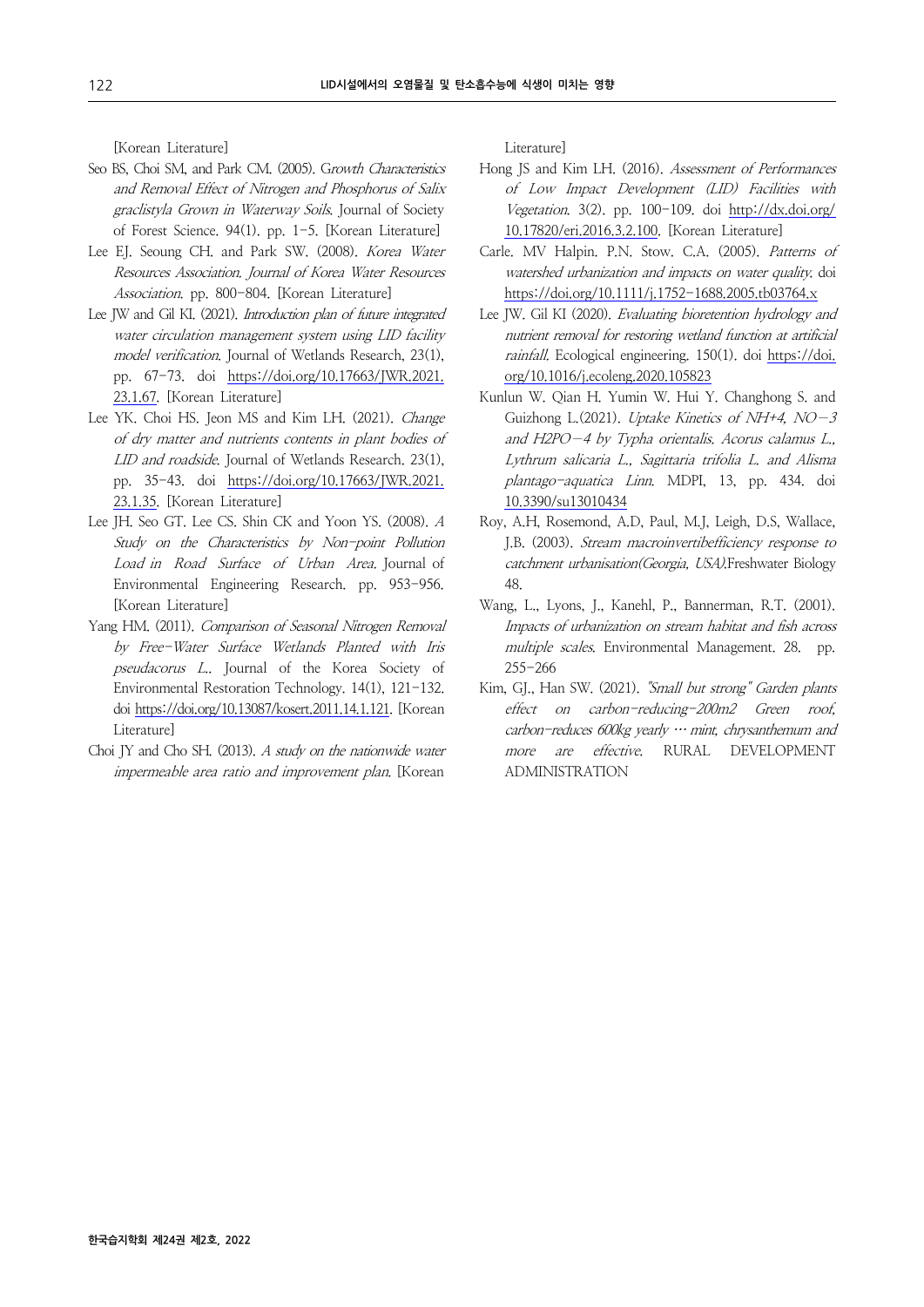[Korean Literature]

Seo BS, Choi SM, and Park CM. (2005). *Growth Characteristics and Removal Effect of Nitrogen and Phosphorus of Salix graclistyla Grown in Waterway Soils*. Journal of Society of Forest Science. 94(1). pp. 1-5. [Korean Literature]

Lee EJ. Seoung CH. and Park SW. (2008). *Korea Water Resources Association. Journal of Korea Water Resources Association*. pp. 800-804. [Korean Literature]

Lee JW and Gil KI. (2021). *Introduction plan of future integrated water circulation management system using LID facility model verification*. Journal of Wetlands Research, 23(1), pp. 67-73. doi https://doi.org/10.17663/JWR.2021.23.1.67. [Korean Literature]

Lee YK. Choi HS. Jeon MS and Kim LH. (2021). *Change of dry matter and nutrients contents in plant bodies of LID and roadside*. Journal of Wetlands Research. 23(1), pp. 35-43. doi https://doi.org/10.17663/JWR.2021.23.1.35. [Korean Literature]

Lee JH. Seo GT. Lee CS. Shin CK and Yoon YS. (2008). *A Study on the Characteristics by Non-point Pollution Load in Road Surface of Urban Area*. Journal of Environmental Engineering Research. pp. 953-956. [Korean Literature]

Yang HM. (2011). *Comparison of Seasonal Nitrogen Removal by Free-Water Surface Wetlands Planted with Iris pseudacorus L.*. Journal of the Korea Society of Environmental Restoration Technology. 14(1), 121-132. doi https://doi.org/10.13087/kosert.2011.14.1.121. [Korean Literature]

Choi JY and Cho SH. (2013). *A study on the nationwide water impermeable area ratio and improvement plan*. [Korean Literature]

Hong JS and Kim LH. (2016). *Assessment of Performances of Low Impact Development (LID) Facilities with Vegetation*. 3(2). pp. 100-109. doi http://dx.doi.org/10.17820/eri.2016.3.2.100. [Korean Literature]

Carle. MV Halpin. P.N. Stow. C.A. (2005). *Patterns of watershed urbanization and impacts on water quality*. doi https://doi.org/10.1111/j.1752-1688.2005.tb03764.x

Lee JW. Gil KI (2020). *Evaluating bioretention hydrology and nutrient removal for restoring wetland function at artificial rainfall*. Ecological engineering. 150(1). doi https://doi.org/10.1016/j.ecoleng.2020.105823

Kunlun W. Qian H. Yumin W. Hui Y. Changhong S. and Guizhong L.(2021). *Uptake Kinetics of NH+4, NO−3 and H2PO−4 by Typha orientalis, Acorus calamus L., Lythrum salicaria L., Sagittaria trifolia L. and Alisma plantago-aquatica Linn.* MDPI, 13, pp. 434. doi 10.3390/su13010434

Roy, A.H, Rosemond, A.D, Paul, M.J, Leigh, D.S, Wallace, J.B. (2003). *Stream macroinvertibefficiency response to catchment urbanisation(Georgia, USA)*.Freshwater Biology 48.

Wang, L., Lyons, J., Kanehl, P., Bannerman, R.T. (2001). *Impacts of urbanization on stream habitat and fish across multiple scales*. Environmental Management. 28. pp. 255-266

Kim, GJ., Han SW. (2021). *"Small but strong" Garden plants effect on carbon-reducing-200m2 Green roof, carbon-reduces 600kg yearly … mint, chrysanthemum and more are effective*. RURAL DEVELOPMENT ADMINISTRATION